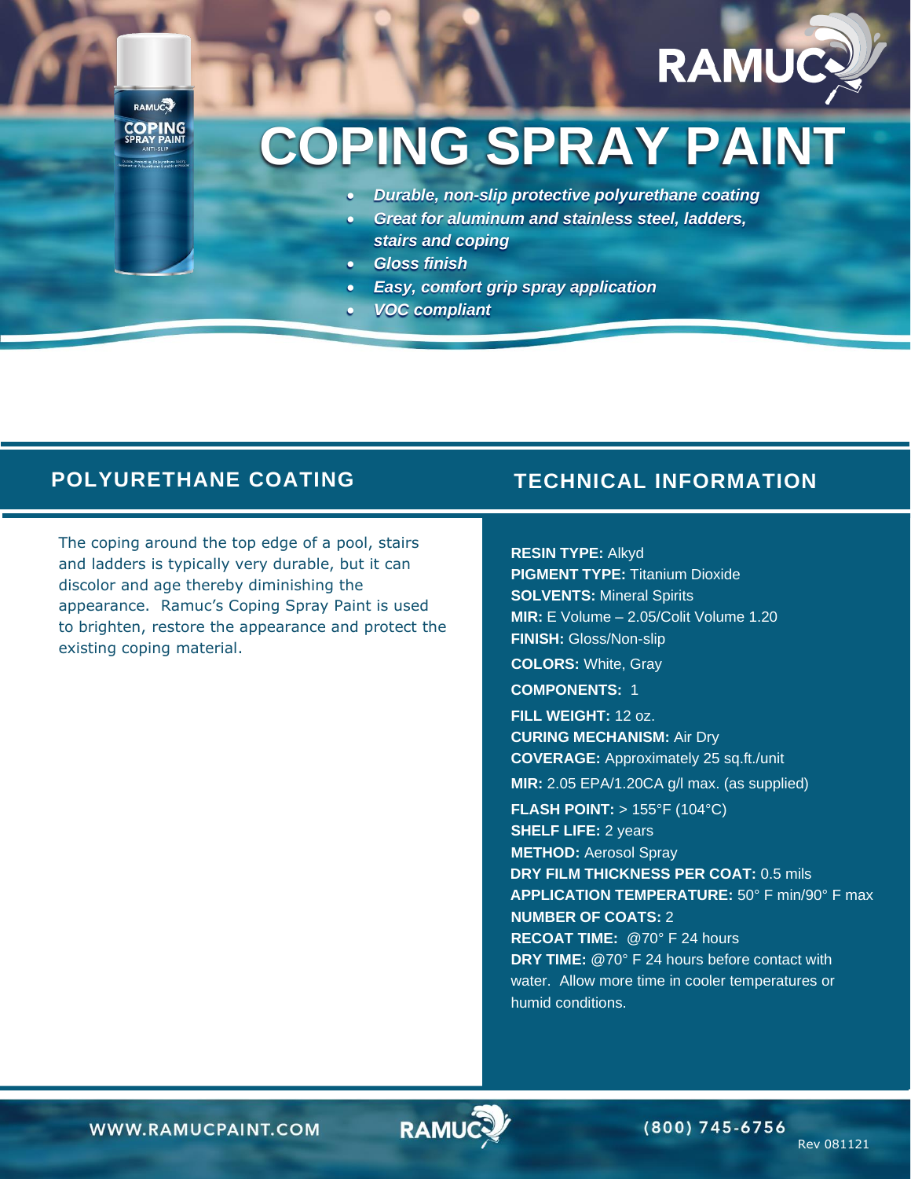# COPING SPRAY PAINT

- *Durable, non-slip protective polyurethane coating*
- *Great for aluminum and stainless steel, ladders, stairs and coping*
- *Gloss finish*
- *Easy, comfort grip spray application*
- *VOC compliant*

## POLYURETHANE COATING

The coping around the top edge of a pool, stairs and ladders is typically very durable, but it can discolor and age thereby diminishing the appearance. Ramuc's Coping Spray Paint is used to brighten, restore the appearance and protect the existing coping material.

## TECHNICAL INFORMATION

**RESIN TYPE:** Alkyd
**PIGMENT TYPE:** Titanium Dioxide
**SOLVENTS:** Mineral Spirits
**MIR:** E Volume – 2.05/Colit Volume 1.20
**FINISH:** Gloss/Non-slip
**COLORS:** White, Gray
**COMPONENTS:** 1
**FILL WEIGHT:** 12 oz.
**CURING MECHANISM:** Air Dry
**COVERAGE:** Approximately 25 sq.ft./unit
**MIR:** 2.05 EPA/1.20CA g/l max. (as supplied)
**FLASH POINT:** > 155°F (104°C)
**SHELF LIFE:** 2 years
**METHOD:** Aerosol Spray
**DRY FILM THICKNESS PER COAT:** 0.5 mils
**APPLICATION TEMPERATURE:** 50° F min/90° F max
**NUMBER OF COATS:** 2
**RECOAT TIME:** @70° F 24 hours
**DRY TIME:** @70° F 24 hours before contact with water. Allow more time in cooler temperatures or humid conditions.

WWW.RAMUCPAINT.COM | (800) 745-6756

Rev 081121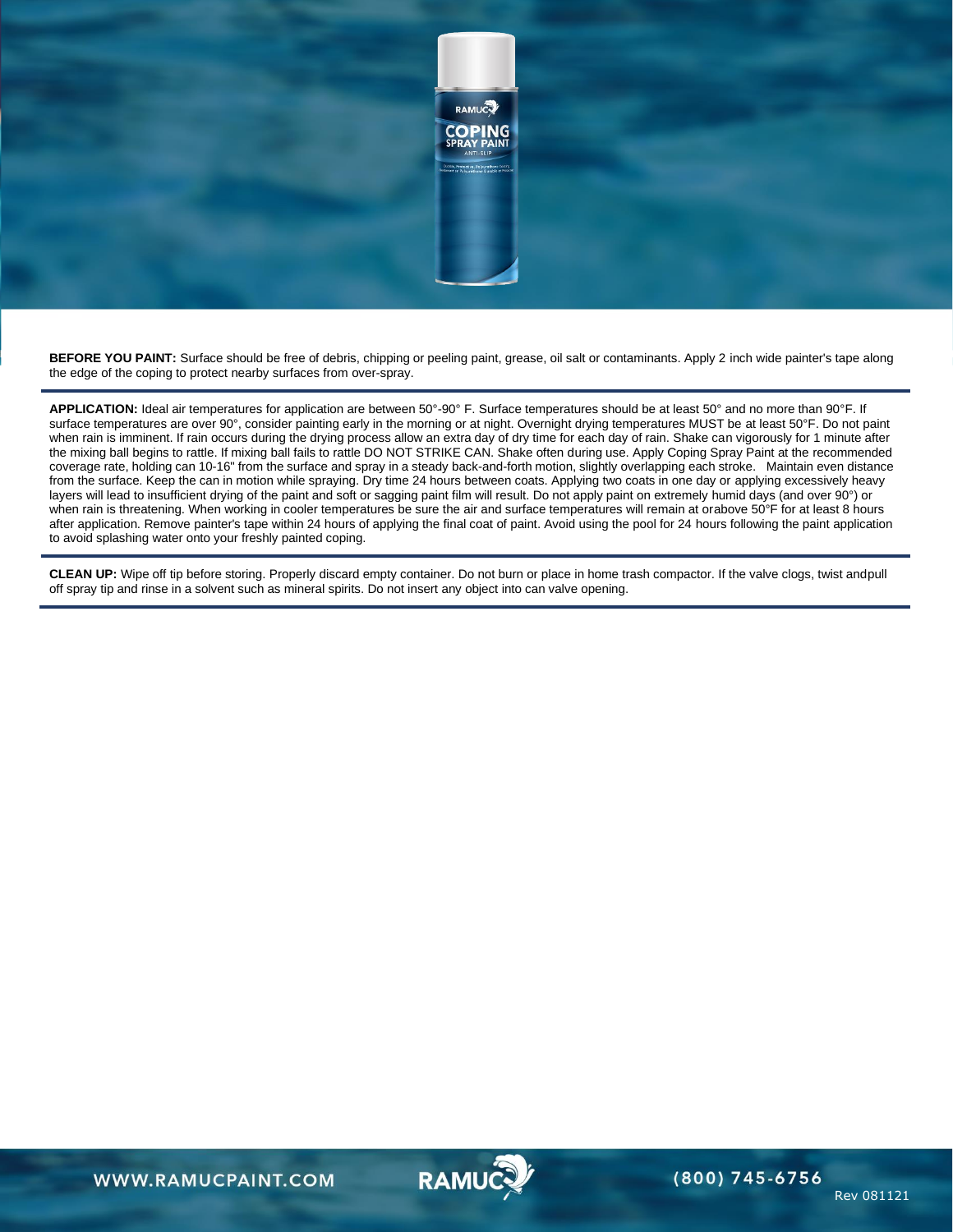**BEFORE YOU PAINT:** Surface should be free of debris, chipping or peeling paint, grease, oil salt or contaminants. Apply 2 inch wide painter's tape along the edge of the coping to protect nearby surfaces from over-spray.

**APPLICATION:** Ideal air temperatures for application are between 50°-90° F. Surface temperatures should be at least 50° and no more than 90°F. If surface temperatures are over 90°, consider painting early in the morning or at night. Overnight drying temperatures MUST be at least 50°F. Do not paint when rain is imminent. If rain occurs during the drying process allow an extra day of dry time for each day of rain. Shake can vigorously for 1 minute after the mixing ball begins to rattle. If mixing ball fails to rattle DO NOT STRIKE CAN. Shake often during use. Apply Coping Spray Paint at the recommended coverage rate, holding can 10-16" from the surface and spray in a steady back-and-forth motion, slightly overlapping each stroke. Maintain even distance from the surface. Keep the can in motion while spraying. Dry time 24 hours between coats. Applying two coats in one day or applying excessively heavy layers will lead to insufficient drying of the paint and soft or sagging paint film will result. Do not apply paint on extremely humid days (and over 90°) or when rain is threatening. When working in cooler temperatures be sure the air and surface temperatures will remain at orabove 50°F for at least 8 hours after application. Remove painter's tape within 24 hours of applying the final coat of paint. Avoid using the pool for 24 hours following the paint application to avoid splashing water onto your freshly painted coping.

**CLEAN UP:** Wipe off tip before storing. Properly discard empty container. Do not burn or place in home trash compactor. If the valve clogs, twist andpull off spray tip and rinse in a solvent such as mineral spirits. Do not insert any object into can valve opening.

WWW.RAMUCPAINT.COM

RAMUC

(800) 745-6756

Rev 081121